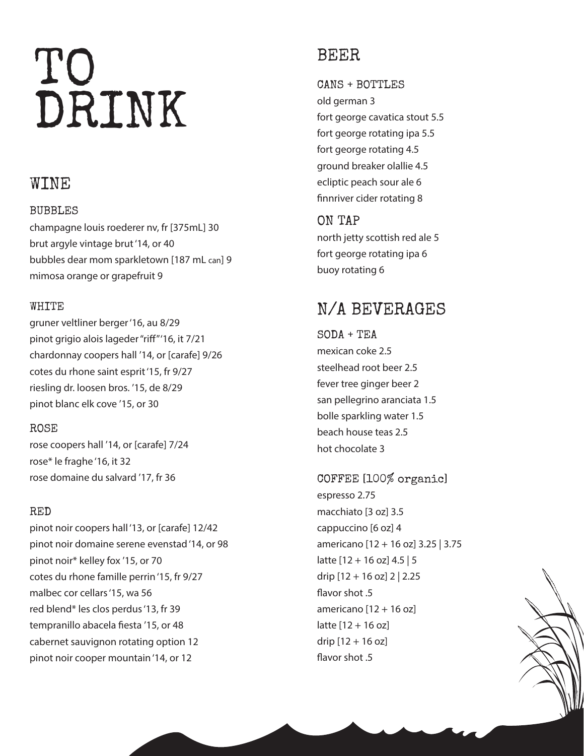# TO DRINK

## WINE

### BUBBLES

champagne louis roederer nv, fr [375mL] 30
brut argyle vintage brut '14, or 40
bubbles dear mom sparkletown [187 mL can] 9
mimosa orange or grapefruit 9

### WHITE

gruner veltliner berger '16, au 8/29
pinot grigio alois lageder "riff" '16, it 7/21
chardonnay coopers hall '14, or [carafe] 9/26
cotes du rhone saint esprit '15, fr 9/27
riesling dr. loosen bros. '15, de 8/29
pinot blanc elk cove '15, or 30

### ROSE

rose coopers hall '14, or [carafe] 7/24
rose* le fraghe '16, it 32
rose domaine du salvard '17, fr 36

### RED

pinot noir coopers hall '13, or [carafe] 12/42
pinot noir domaine serene evenstad '14, or 98
pinot noir* kelley fox '15, or 70
cotes du rhone famille perrin '15, fr 9/27
malbec cor cellars '15, wa 56
red blend* les clos perdus '13, fr 39
tempranillo abacela fiesta '15, or 48
cabernet sauvignon rotating option 12
pinot noir cooper mountain '14, or 12

## BEER

### CANS + BOTTLES

old german 3
fort george cavatica stout 5.5
fort george rotating ipa 5.5
fort george rotating 4.5
ground breaker olallie 4.5
ecliptic peach sour ale 6
finnriver cider rotating 8

### ON TAP

north jetty scottish red ale 5
fort george rotating ipa 6
buoy rotating 6

## N/A BEVERAGES

### SODA + TEA

mexican coke 2.5
steelhead root beer 2.5
fever tree ginger beer 2
san pellegrino aranciata 1.5
bolle sparkling water 1.5
beach house teas 2.5
hot chocolate 3

### COFFEE [100% organic]

espresso 2.75
macchiato [3 oz] 3.5
cappuccino [6 oz] 4
americano [12 + 16 oz] 3.25 | 3.75
latte [12 + 16 oz] 4.5 | 5
drip [12 + 16 oz] 2 | 2.25
flavor shot .5
americano [12 + 16 oz]
latte [12 + 16 oz]
drip [12 + 16 oz]
flavor shot .5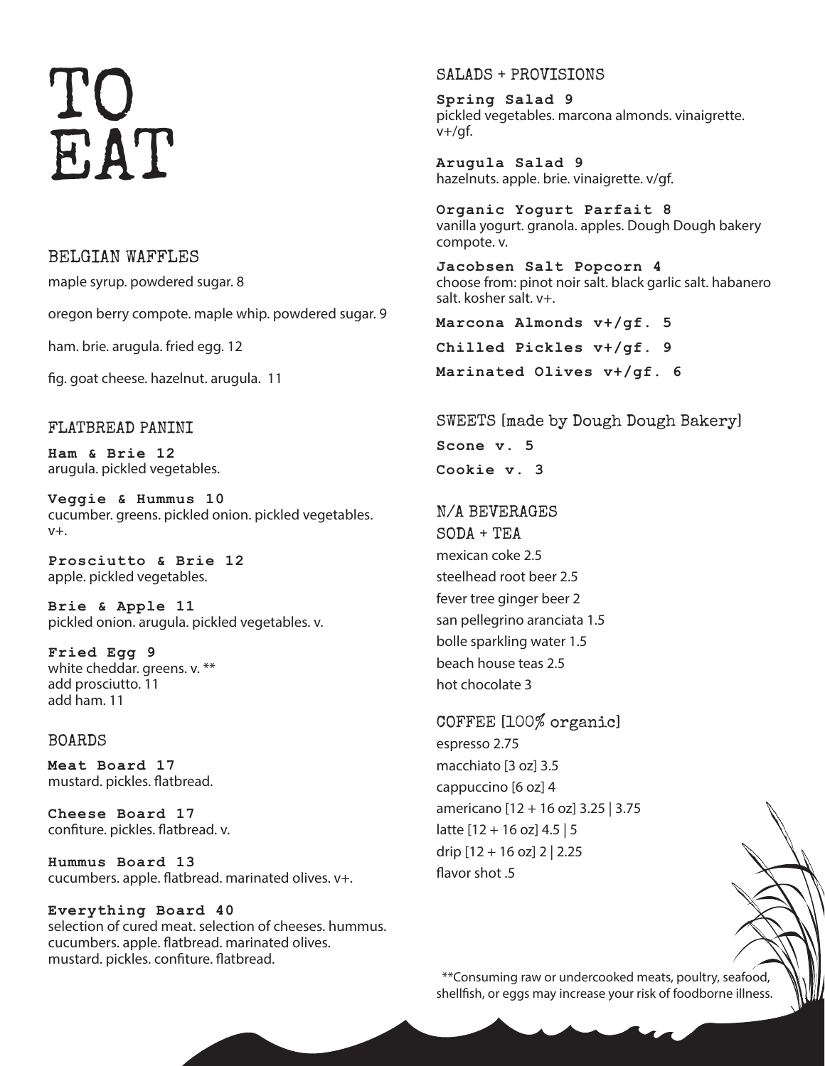# TO EAT

## BELGIAN WAFFLES

maple syrup. powdered sugar. 8

oregon berry compote. maple whip. powdered sugar. 9

ham. brie. arugula. fried egg. 12

fig. goat cheese. hazelnut. arugula. 11

## FLATBREAD PANINI

**Ham & Brie 12**
arugula. pickled vegetables.

**Veggie & Hummus 10**
cucumber. greens. pickled onion. pickled vegetables. v+.

**Prosciutto & Brie 12**
apple. pickled vegetables.

**Brie & Apple 11**
pickled onion. arugula. pickled vegetables. v.

**Fried Egg 9**
white cheddar. greens. v. **
add prosciutto. 11
add ham. 11

## BOARDS

**Meat Board 17**
mustard. pickles. flatbread.

**Cheese Board 17**
confiture. pickles. flatbread. v.

**Hummus Board 13**
cucumbers. apple. flatbread. marinated olives. v+.

**Everything Board 40**
selection of cured meat. selection of cheeses. hummus. cucumbers. apple. flatbread. marinated olives. mustard. pickles. confiture. flatbread.

## SALADS + PROVISIONS

**Spring Salad 9**
pickled vegetables. marcona almonds. vinaigrette. v+/gf.

**Arugula Salad 9**
hazelnuts. apple. brie. vinaigrette. v/gf.

**Organic Yogurt Parfait 8**
vanilla yogurt. granola. apples. Dough Dough bakery compote. v.

**Jacobsen Salt Popcorn 4**
choose from: pinot noir salt. black garlic salt. habanero salt. kosher salt. v+.

**Marcona Almonds v+/gf. 5**

**Chilled Pickles v+/gf. 9**

**Marinated Olives v+/gf. 6**

## SWEETS [made by Dough Dough Bakery]

**Scone v. 5**

**Cookie v. 3**

## N/A BEVERAGES

### SODA + TEA

mexican coke 2.5
steelhead root beer 2.5
fever tree ginger beer 2
san pellegrino aranciata 1.5
bolle sparkling water 1.5
beach house teas 2.5
hot chocolate 3

### COFFEE [100% organic]

espresso 2.75
macchiato [3 oz] 3.5
cappuccino [6 oz] 4
americano [12 + 16 oz] 3.25 | 3.75
latte [12 + 16 oz] 4.5 | 5
drip [12 + 16 oz] 2 | 2.25
flavor shot .5

**Consuming raw or undercooked meats, poultry, seafood, shellfish, or eggs may increase your risk of foodborne illness.